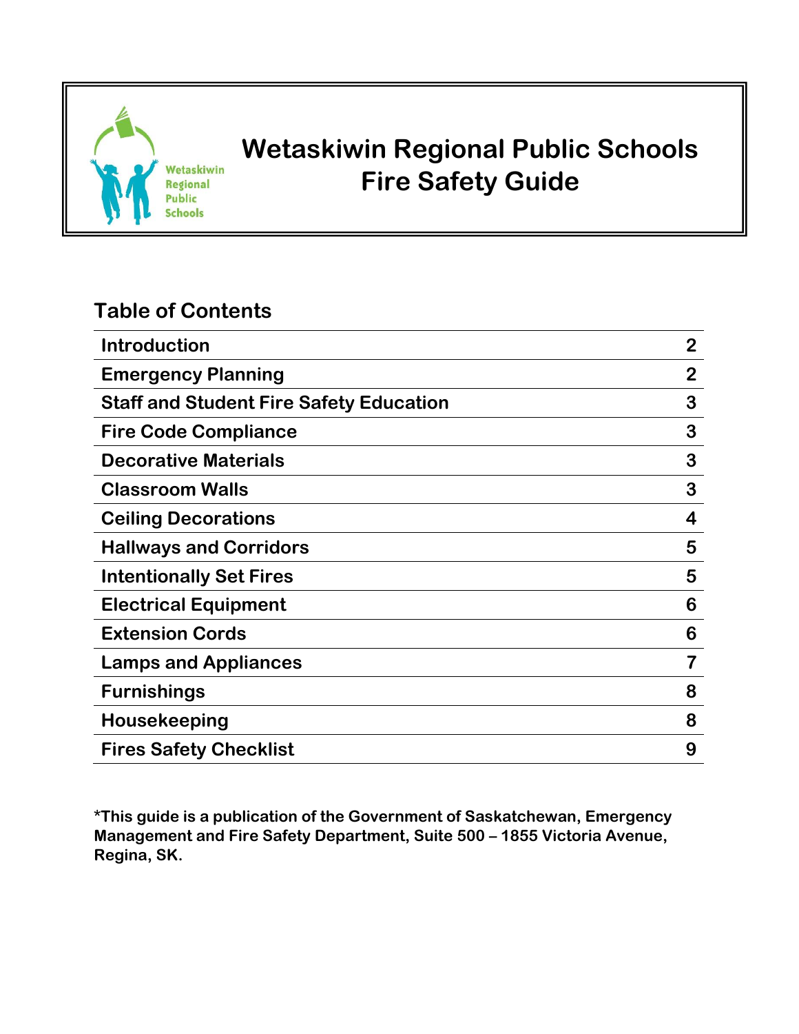# Wetaskiwin Regional Public Schools Fire Safety Guide

## Table of Contents

| Section | Page |
|---|---|
| Introduction | 2 |
| Emergency Planning | 2 |
| Staff and Student Fire Safety Education | 3 |
| Fire Code Compliance | 3 |
| Decorative Materials | 3 |
| Classroom Walls | 3 |
| Ceiling Decorations | 4 |
| Hallways and Corridors | 5 |
| Intentionally Set Fires | 5 |
| Electrical Equipment | 6 |
| Extension Cords | 6 |
| Lamps and Appliances | 7 |
| Furnishings | 8 |
| Housekeeping | 8 |
| Fires Safety Checklist | 9 |

**\*This guide is a publication of the Government of Saskatchewan, Emergency Management and Fire Safety Department, Suite 500 – 1855 Victoria Avenue, Regina, SK.**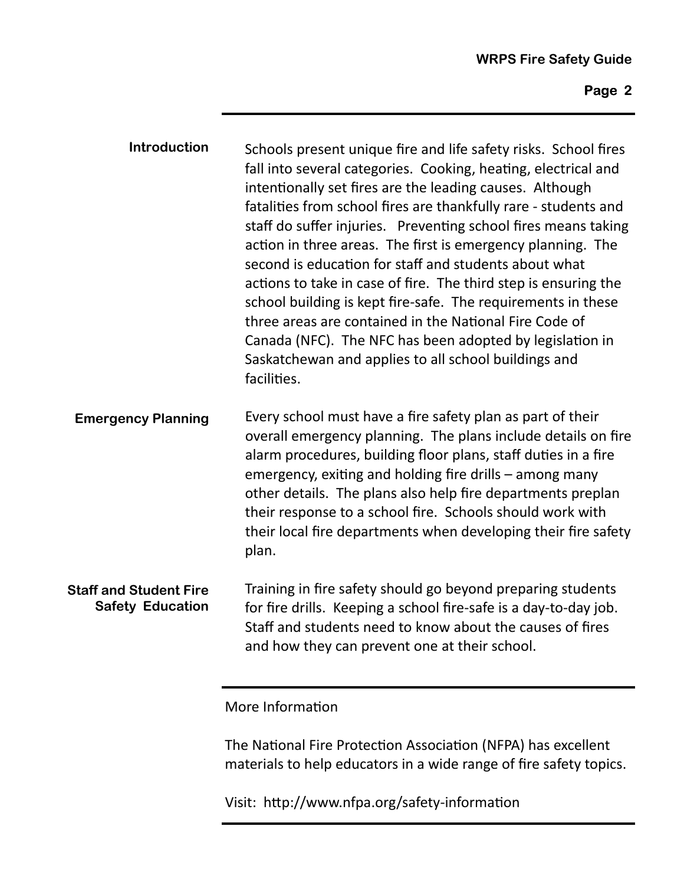## Introduction

Schools present unique fire and life safety risks. School fires fall into several categories. Cooking, heating, electrical and intentionally set fires are the leading causes. Although fatalities from school fires are thankfully rare - students and staff do suffer injuries. Preventing school fires means taking action in three areas. The first is emergency planning. The second is education for staff and students about what actions to take in case of fire. The third step is ensuring the school building is kept fire-safe. The requirements in these three areas are contained in the National Fire Code of Canada (NFC). The NFC has been adopted by legislation in Saskatchewan and applies to all school buildings and facilities.

## Emergency Planning

Every school must have a fire safety plan as part of their overall emergency planning. The plans include details on fire alarm procedures, building floor plans, staff duties in a fire emergency, exiting and holding fire drills – among many other details. The plans also help fire departments preplan their response to a school fire. Schools should work with their local fire departments when developing their fire safety plan.

## Staff and Student Fire Safety Education

Training in fire safety should go beyond preparing students for fire drills. Keeping a school fire-safe is a day-to-day job. Staff and students need to know about the causes of fires and how they can prevent one at their school.

---

More Information

The National Fire Protection Association (NFPA) has excellent materials to help educators in a wide range of fire safety topics.

Visit: http://www.nfpa.org/safety-information

---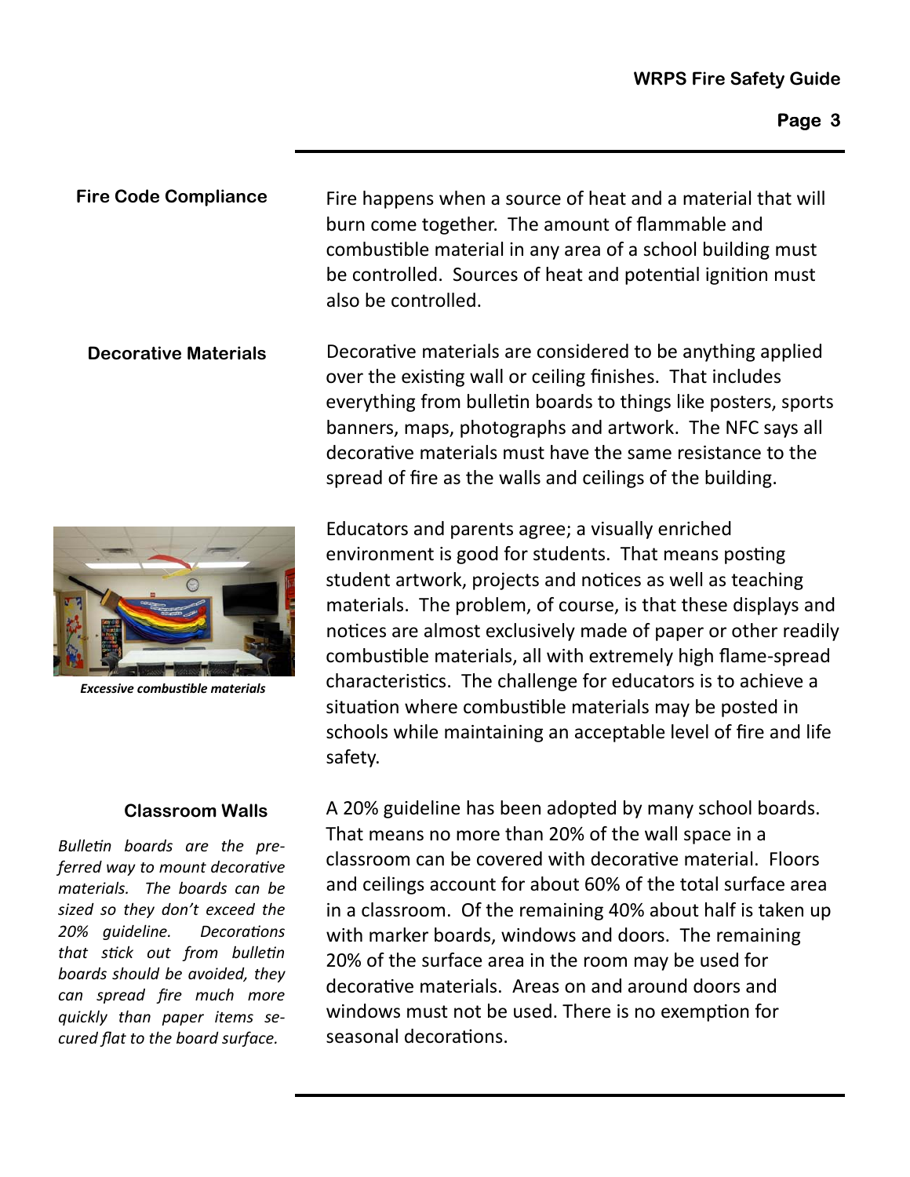## Fire Code Compliance

Fire happens when a source of heat and a material that will burn come together. The amount of flammable and combustible material in any area of a school building must be controlled. Sources of heat and potential ignition must also be controlled.

## Decorative Materials

Decorative materials are considered to be anything applied over the existing wall or ceiling finishes. That includes everything from bulletin boards to things like posters, sports banners, maps, photographs and artwork. The NFC says all decorative materials must have the same resistance to the spread of fire as the walls and ceilings of the building.

*Excessive combustible materials*

Educators and parents agree; a visually enriched environment is good for students. That means posting student artwork, projects and notices as well as teaching materials. The problem, of course, is that these displays and notices are almost exclusively made of paper or other readily combustible materials, all with extremely high flame-spread characteristics. The challenge for educators is to achieve a situation where combustible materials may be posted in schools while maintaining an acceptable level of fire and life safety.

## Classroom Walls

*Bulletin boards are the preferred way to mount decorative materials. The boards can be sized so they don't exceed the 20% guideline. Decorations that stick out from bulletin boards should be avoided, they can spread fire much more quickly than paper items secured flat to the board surface.*

A 20% guideline has been adopted by many school boards. That means no more than 20% of the wall space in a classroom can be covered with decorative material. Floors and ceilings account for about 60% of the total surface area in a classroom. Of the remaining 40% about half is taken up with marker boards, windows and doors. The remaining 20% of the surface area in the room may be used for decorative materials. Areas on and around doors and windows must not be used. There is no exemption for seasonal decorations.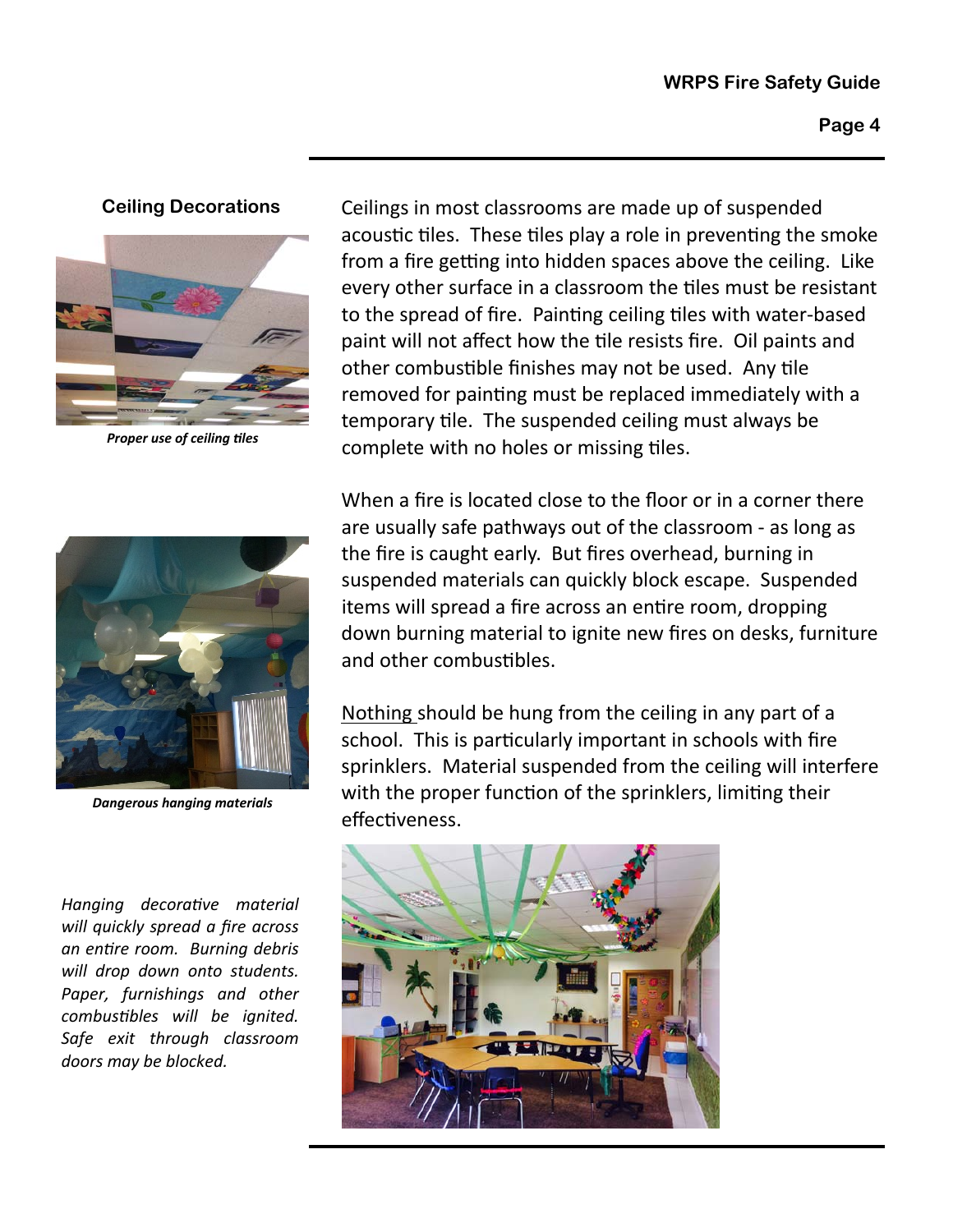## Ceiling Decorations

*Proper use of ceiling tiles*

Ceilings in most classrooms are made up of suspended acoustic tiles. These tiles play a role in preventing the smoke from a fire getting into hidden spaces above the ceiling. Like every other surface in a classroom the tiles must be resistant to the spread of fire. Painting ceiling tiles with water-based paint will not affect how the tile resists fire. Oil paints and other combustible finishes may not be used. Any tile removed for painting must be replaced immediately with a temporary tile. The suspended ceiling must always be complete with no holes or missing tiles.

When a fire is located close to the floor or in a corner there are usually safe pathways out of the classroom - as long as the fire is caught early. But fires overhead, burning in suspended materials can quickly block escape. Suspended items will spread a fire across an entire room, dropping down burning material to ignite new fires on desks, furniture and other combustibles.

*Dangerous hanging materials*

<u>Nothing</u> should be hung from the ceiling in any part of a school. This is particularly important in schools with fire sprinklers. Material suspended from the ceiling will interfere with the proper function of the sprinklers, limiting their effectiveness.

*Hanging decorative material will quickly spread a fire across an entire room. Burning debris will drop down onto students. Paper, furnishings and other combustibles will be ignited. Safe exit through classroom doors may be blocked.*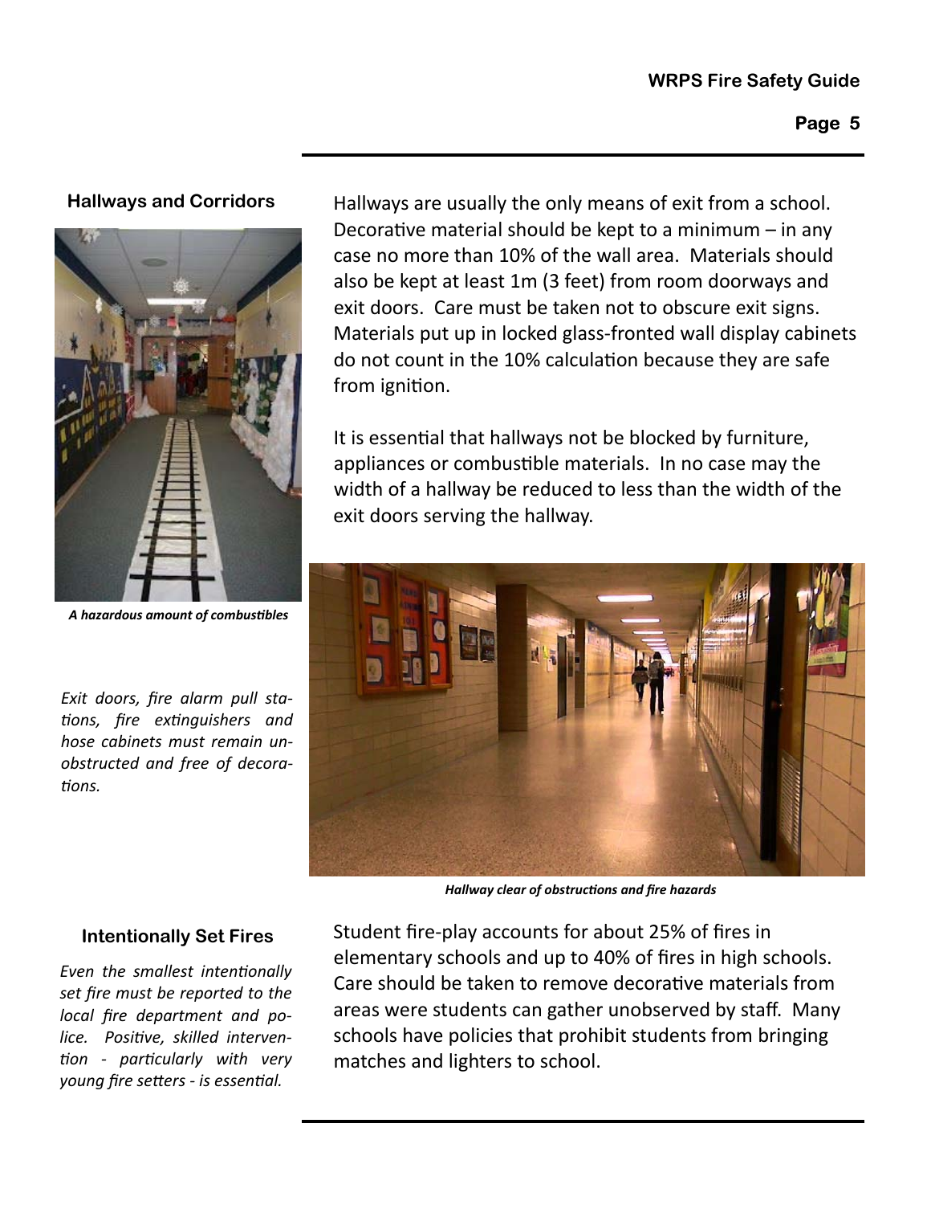## Hallways and Corridors

Hallways are usually the only means of exit from a school. Decorative material should be kept to a minimum – in any case no more than 10% of the wall area. Materials should also be kept at least 1m (3 feet) from room doorways and exit doors. Care must be taken not to obscure exit signs. Materials put up in locked glass-fronted wall display cabinets do not count in the 10% calculation because they are safe from ignition.

***A hazardous amount of combustibles***

It is essential that hallways not be blocked by furniture, appliances or combustible materials. In no case may the width of a hallway be reduced to less than the width of the exit doors serving the hallway.

*Exit doors, fire alarm pull stations, fire extinguishers and hose cabinets must remain unobstructed and free of decorations.*

***Hallway clear of obstructions and fire hazards***

## Intentionally Set Fires

*Even the smallest intentionally set fire must be reported to the local fire department and police. Positive, skilled intervention - particularly with very young fire setters - is essential.*

Student fire-play accounts for about 25% of fires in elementary schools and up to 40% of fires in high schools. Care should be taken to remove decorative materials from areas were students can gather unobserved by staff. Many schools have policies that prohibit students from bringing matches and lighters to school.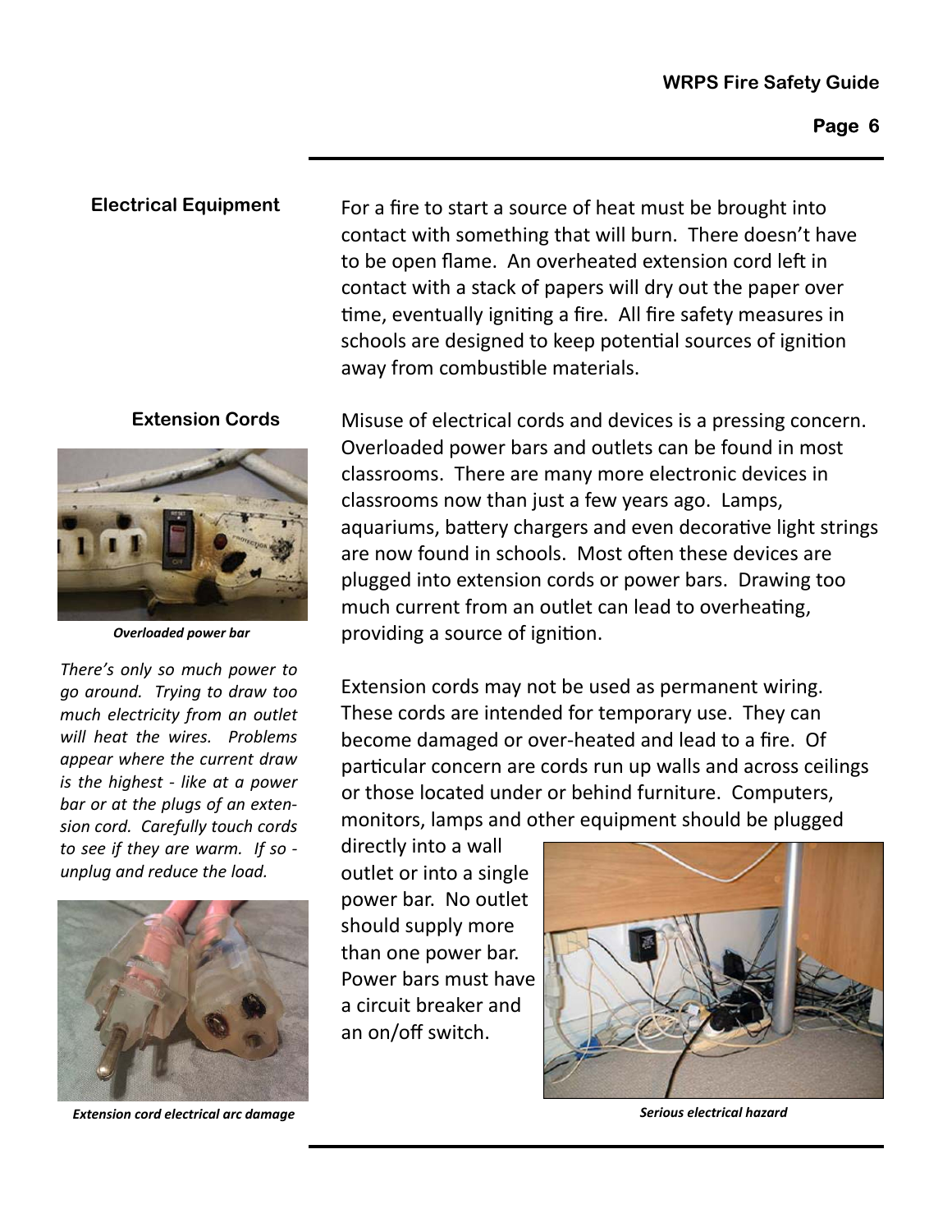## Electrical Equipment

For a fire to start a source of heat must be brought into contact with something that will burn. There doesn't have to be open flame. An overheated extension cord left in contact with a stack of papers will dry out the paper over time, eventually igniting a fire. All fire safety measures in schools are designed to keep potential sources of ignition away from combustible materials.

## Extension Cords

*Overloaded power bar*

*There's only so much power to go around. Trying to draw too much electricity from an outlet will heat the wires. Problems appear where the current draw is the highest - like at a power bar or at the plugs of an extension cord. Carefully touch cords to see if they are warm. If so - unplug and reduce the load.*

*Extension cord electrical arc damage*

Misuse of electrical cords and devices is a pressing concern. Overloaded power bars and outlets can be found in most classrooms. There are many more electronic devices in classrooms now than just a few years ago. Lamps, aquariums, battery chargers and even decorative light strings are now found in schools. Most often these devices are plugged into extension cords or power bars. Drawing too much current from an outlet can lead to overheating, providing a source of ignition.

Extension cords may not be used as permanent wiring. These cords are intended for temporary use. They can become damaged or over-heated and lead to a fire. Of particular concern are cords run up walls and across ceilings or those located under or behind furniture. Computers, monitors, lamps and other equipment should be plugged directly into a wall outlet or into a single power bar. No outlet should supply more than one power bar. Power bars must have a circuit breaker and an on/off switch.

*Serious electrical hazard*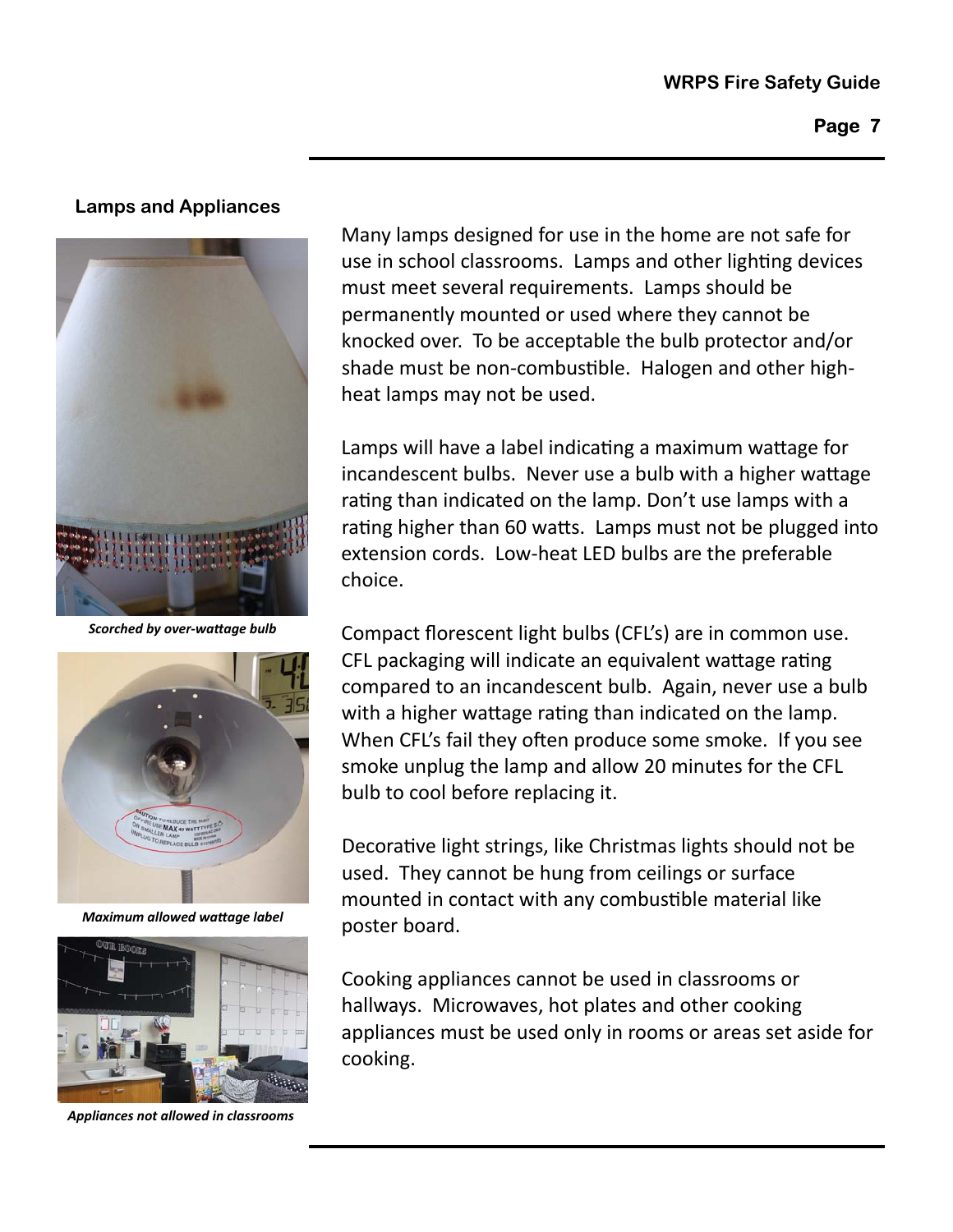## Lamps and Appliances

*Scorched by over-wattage bulb*

*Maximum allowed wattage label*

*Appliances not allowed in classrooms*

Many lamps designed for use in the home are not safe for use in school classrooms. Lamps and other lighting devices must meet several requirements. Lamps should be permanently mounted or used where they cannot be knocked over. To be acceptable the bulb protector and/or shade must be non-combustible. Halogen and other high-heat lamps may not be used.

Lamps will have a label indicating a maximum wattage for incandescent bulbs. Never use a bulb with a higher wattage rating than indicated on the lamp. Don't use lamps with a rating higher than 60 watts. Lamps must not be plugged into extension cords. Low-heat LED bulbs are the preferable choice.

Compact florescent light bulbs (CFL's) are in common use. CFL packaging will indicate an equivalent wattage rating compared to an incandescent bulb. Again, never use a bulb with a higher wattage rating than indicated on the lamp. When CFL's fail they often produce some smoke. If you see smoke unplug the lamp and allow 20 minutes for the CFL bulb to cool before replacing it.

Decorative light strings, like Christmas lights should not be used. They cannot be hung from ceilings or surface mounted in contact with any combustible material like poster board.

Cooking appliances cannot be used in classrooms or hallways. Microwaves, hot plates and other cooking appliances must be used only in rooms or areas set aside for cooking.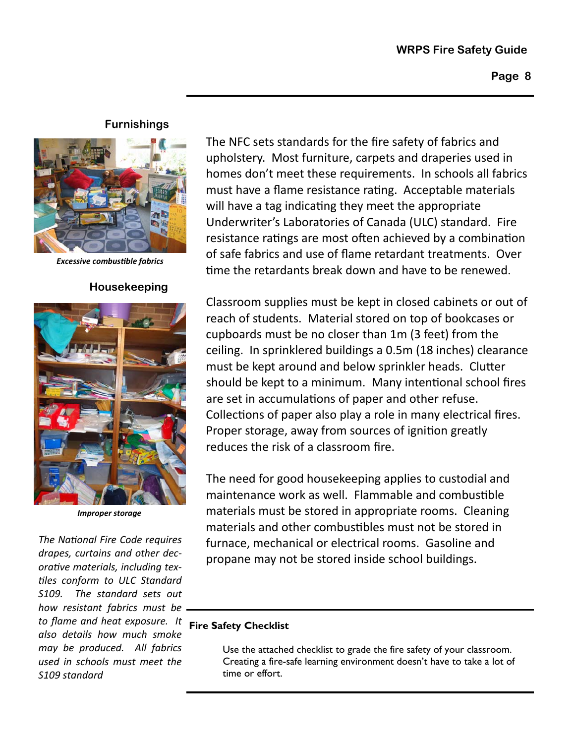## Furnishings

*Excessive combustible fabrics*

The NFC sets standards for the fire safety of fabrics and upholstery. Most furniture, carpets and draperies used in homes don't meet these requirements. In schools all fabrics must have a flame resistance rating. Acceptable materials will have a tag indicating they meet the appropriate Underwriter's Laboratories of Canada (ULC) standard. Fire resistance ratings are most often achieved by a combination of safe fabrics and use of flame retardant treatments. Over time the retardants break down and have to be renewed.

## Housekeeping

*Improper storage*

Classroom supplies must be kept in closed cabinets or out of reach of students. Material stored on top of bookcases or cupboards must be no closer than 1m (3 feet) from the ceiling. In sprinklered buildings a 0.5m (18 inches) clearance must be kept around and below sprinkler heads. Clutter should be kept to a minimum. Many intentional school fires are set in accumulations of paper and other refuse. Collections of paper also play a role in many electrical fires. Proper storage, away from sources of ignition greatly reduces the risk of a classroom fire.

The need for good housekeeping applies to custodial and maintenance work as well. Flammable and combustible materials must be stored in appropriate rooms. Cleaning materials and other combustibles must not be stored in furnace, mechanical or electrical rooms. Gasoline and propane may not be stored inside school buildings.

*The National Fire Code requires drapes, curtains and other decorative materials, including textiles conform to ULC Standard S109. The standard sets out how resistant fabrics must be to flame and heat exposure. It also details how much smoke may be produced. All fabrics used in schools must meet the S109 standard*

**Fire Safety Checklist**

Use the attached checklist to grade the fire safety of your classroom. Creating a fire-safe learning environment doesn't have to take a lot of time or effort.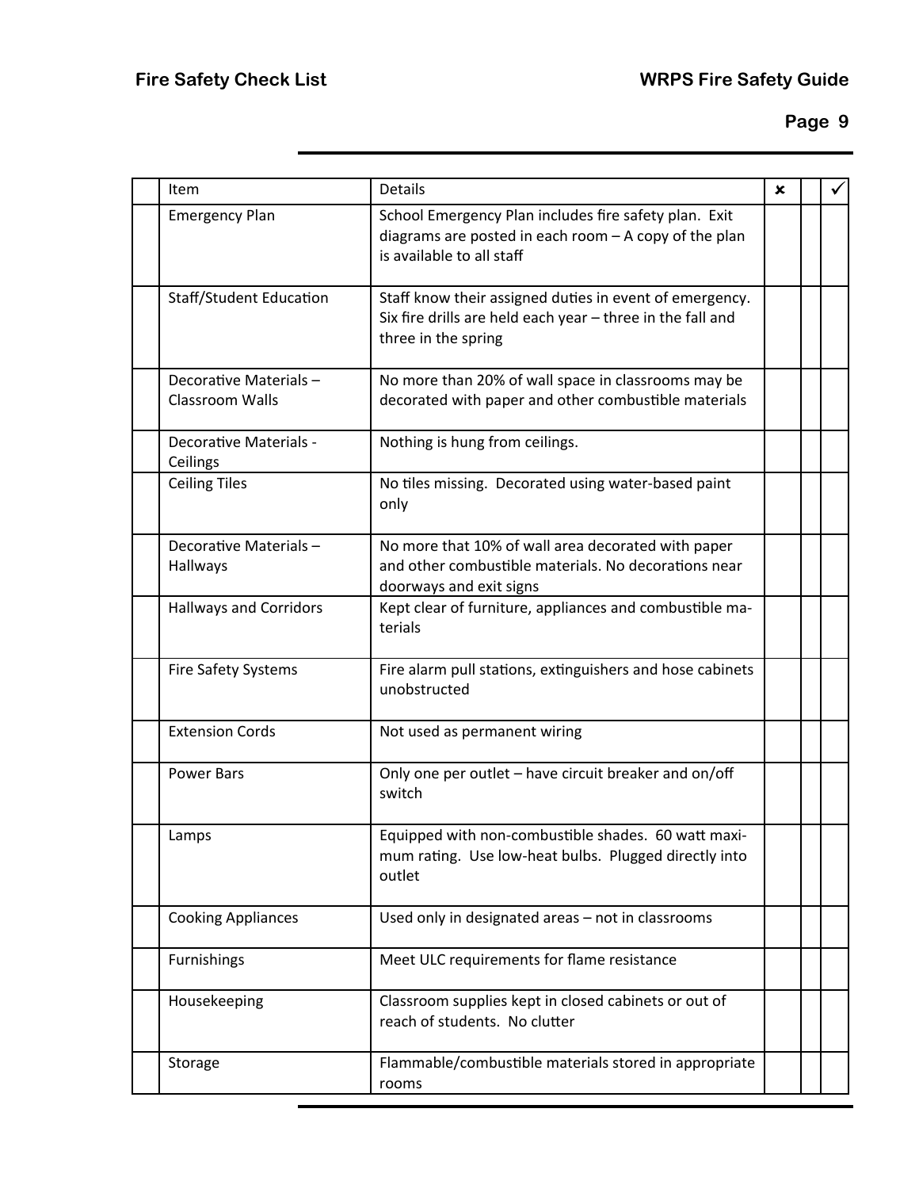| | Item | Details | ✗ | | ✓ |
|---|---|---|---|---|---|
| | Emergency Plan | School Emergency Plan includes fire safety plan. Exit diagrams are posted in each room – A copy of the plan is available to all staff | | | |
| | Staff/Student Education | Staff know their assigned duties in event of emergency. Six fire drills are held each year – three in the fall and three in the spring | | | |
| | Decorative Materials – Classroom Walls | No more than 20% of wall space in classrooms may be decorated with paper and other combustible materials | | | |
| | Decorative Materials - Ceilings | Nothing is hung from ceilings. | | | |
| | Ceiling Tiles | No tiles missing. Decorated using water-based paint only | | | |
| | Decorative Materials – Hallways | No more that 10% of wall area decorated with paper and other combustible materials. No decorations near doorways and exit signs | | | |
| | Hallways and Corridors | Kept clear of furniture, appliances and combustible materials | | | |
| | Fire Safety Systems | Fire alarm pull stations, extinguishers and hose cabinets unobstructed | | | |
| | Extension Cords | Not used as permanent wiring | | | |
| | Power Bars | Only one per outlet – have circuit breaker and on/off switch | | | |
| | Lamps | Equipped with non-combustible shades. 60 watt maximum rating. Use low-heat bulbs. Plugged directly into outlet | | | |
| | Cooking Appliances | Used only in designated areas – not in classrooms | | | |
| | Furnishings | Meet ULC requirements for flame resistance | | | |
| | Housekeeping | Classroom supplies kept in closed cabinets or out of reach of students. No clutter | | | |
| | Storage | Flammable/combustible materials stored in appropriate rooms | | | |